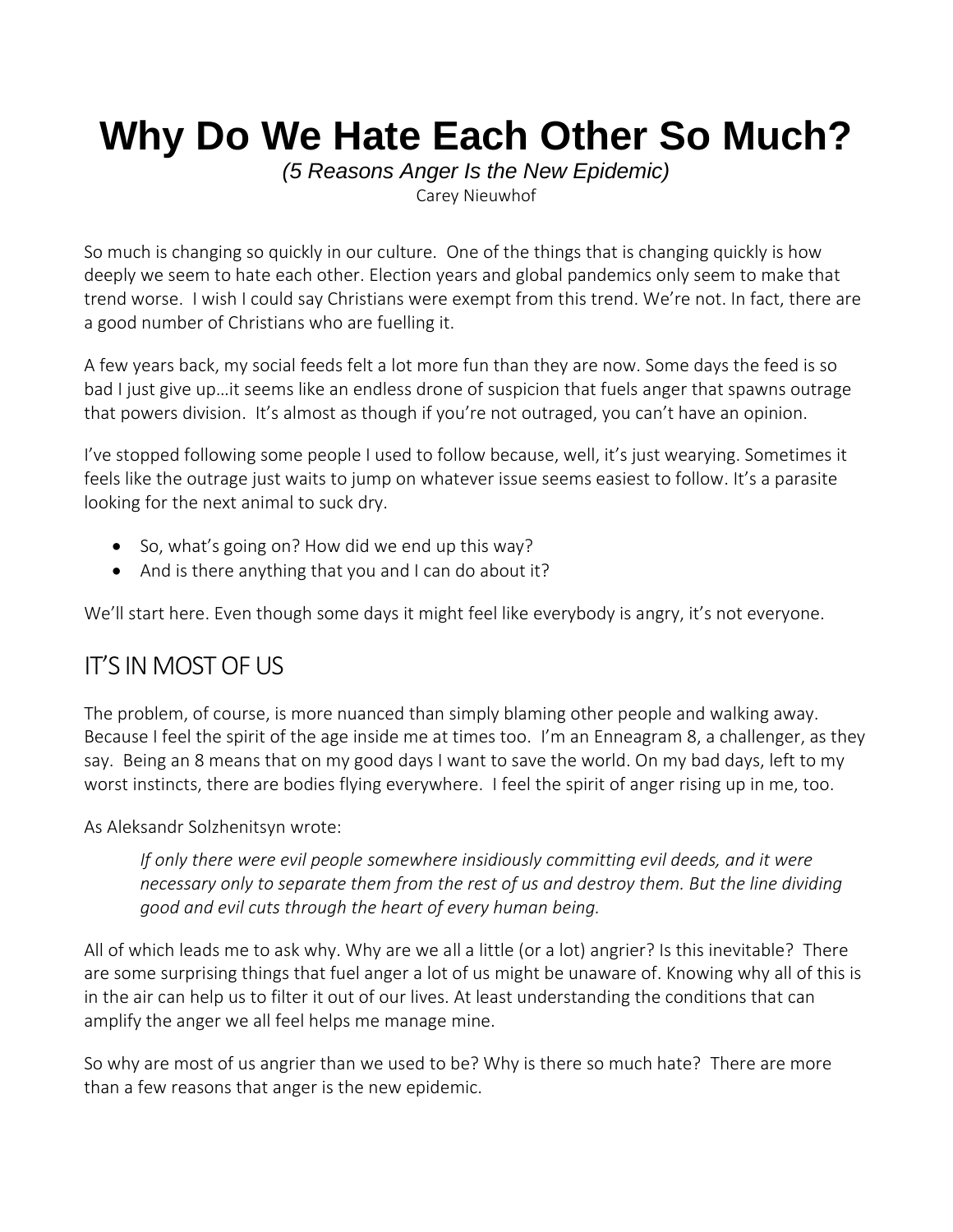# Why Do We Hate Each Other So Much?

*(5 Reasons Anger Is the New Epidemic)*

Carey Nieuwhof

So much is changing so quickly in our culture. One of the things that is changing quickly is how deeply we seem to hate each other. Election years and global pandemics only seem to make that trend worse. I wish I could say Christians were exempt from this trend. We're not. In fact, there are a good number of Christians who are fuelling it.

A few years back, my social feeds felt a lot more fun than they are now. Some days the feed is so bad I just give up…it seems like an endless drone of suspicion that fuels anger that spawns outrage that powers division. It's almost as though if you're not outraged, you can't have an opinion.

I've stopped following some people I used to follow because, well, it's just wearying. Sometimes it feels like the outrage just waits to jump on whatever issue seems easiest to follow. It's a parasite looking for the next animal to suck dry.

- So, what's going on? How did we end up this way?
- And is there anything that you and I can do about it?

We'll start here. Even though some days it might feel like everybody is angry, it's not everyone.

## IT'S IN MOST OF US

The problem, of course, is more nuanced than simply blaming other people and walking away. Because I feel the spirit of the age inside me at times too. I'm an Enneagram 8, a challenger, as they say. Being an 8 means that on my good days I want to save the world. On my bad days, left to my worst instincts, there are bodies flying everywhere. I feel the spirit of anger rising up in me, too.

As Aleksandr Solzhenitsyn wrote:

> *If only there were evil people somewhere insidiously committing evil deeds, and it were necessary only to separate them from the rest of us and destroy them. But the line dividing good and evil cuts through the heart of every human being.*

All of which leads me to ask why. Why are we all a little (or a lot) angrier? Is this inevitable? There are some surprising things that fuel anger a lot of us might be unaware of. Knowing why all of this is in the air can help us to filter it out of our lives. At least understanding the conditions that can amplify the anger we all feel helps me manage mine.

So why are most of us angrier than we used to be? Why is there so much hate? There are more than a few reasons that anger is the new epidemic.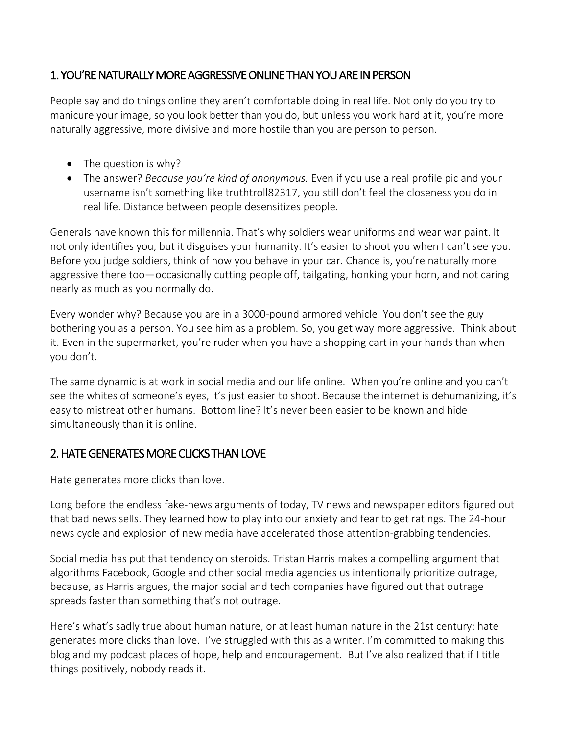## 1. YOU'RE NATURALLY MORE AGGRESSIVE ONLINE THAN YOU ARE IN PERSON

People say and do things online they aren't comfortable doing in real life. Not only do you try to manicure your image, so you look better than you do, but unless you work hard at it, you're more naturally aggressive, more divisive and more hostile than you are person to person.

- The question is why?
- The answer? *Because you're kind of anonymous.* Even if you use a real profile pic and your username isn't something like truthtroll82317, you still don't feel the closeness you do in real life. Distance between people desensitizes people.

Generals have known this for millennia. That's why soldiers wear uniforms and wear war paint. It not only identifies you, but it disguises your humanity. It's easier to shoot you when I can't see you. Before you judge soldiers, think of how you behave in your car. Chance is, you're naturally more aggressive there too—occasionally cutting people off, tailgating, honking your horn, and not caring nearly as much as you normally do.

Every wonder why? Because you are in a 3000-pound armored vehicle. You don't see the guy bothering you as a person. You see him as a problem. So, you get way more aggressive. Think about it. Even in the supermarket, you're ruder when you have a shopping cart in your hands than when you don't.

The same dynamic is at work in social media and our life online. When you're online and you can't see the whites of someone's eyes, it's just easier to shoot. Because the internet is dehumanizing, it's easy to mistreat other humans. Bottom line? It's never been easier to be known and hide simultaneously than it is online.

## 2. HATE GENERATES MORE CLICKS THAN LOVE

Hate generates more clicks than love.

Long before the endless fake-news arguments of today, TV news and newspaper editors figured out that bad news sells. They learned how to play into our anxiety and fear to get ratings. The 24-hour news cycle and explosion of new media have accelerated those attention-grabbing tendencies.

Social media has put that tendency on steroids. Tristan Harris makes a compelling argument that algorithms Facebook, Google and other social media agencies us intentionally prioritize outrage, because, as Harris argues, the major social and tech companies have figured out that outrage spreads faster than something that's not outrage.

Here's what's sadly true about human nature, or at least human nature in the 21st century: hate generates more clicks than love. I've struggled with this as a writer. I'm committed to making this blog and my podcast places of hope, help and encouragement. But I've also realized that if I title things positively, nobody reads it.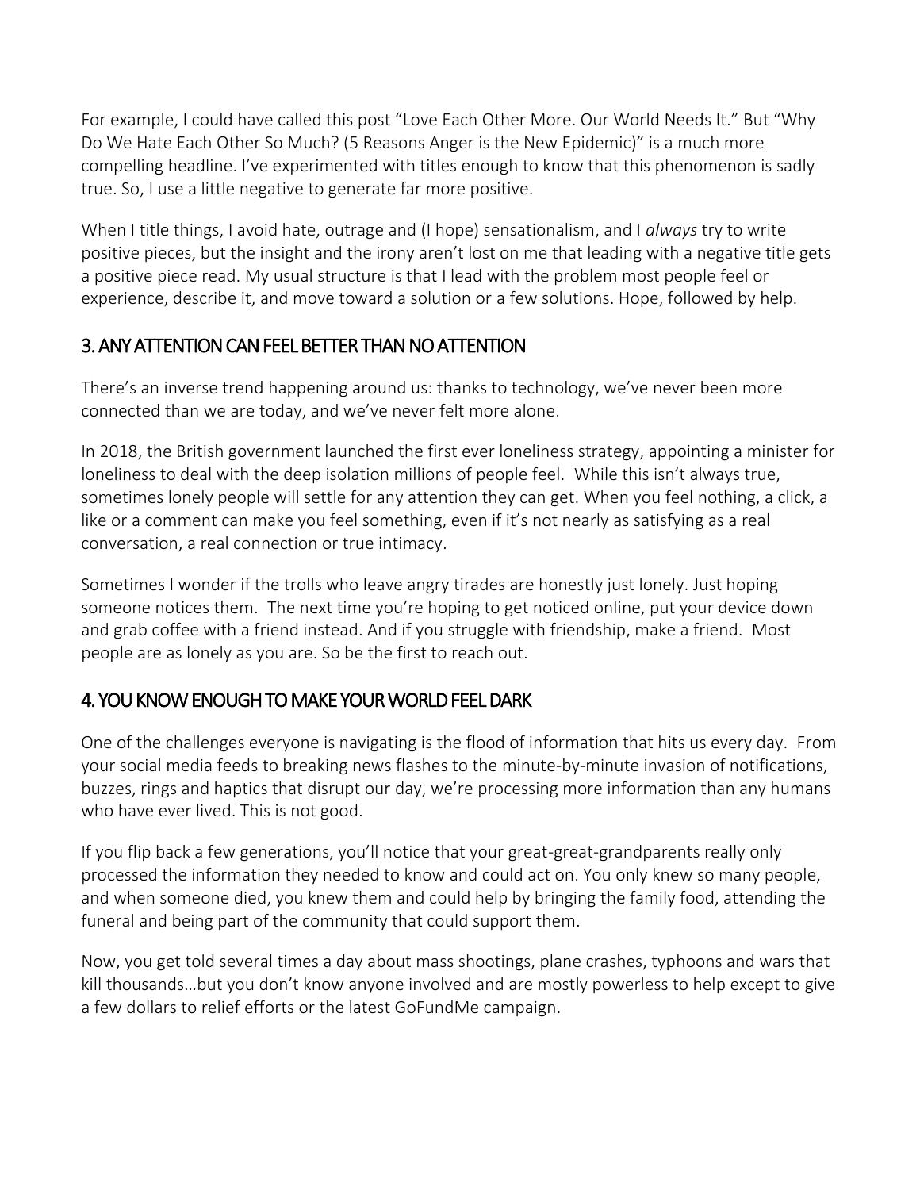For example, I could have called this post "Love Each Other More. Our World Needs It." But "Why Do We Hate Each Other So Much? (5 Reasons Anger is the New Epidemic)" is a much more compelling headline. I've experimented with titles enough to know that this phenomenon is sadly true. So, I use a little negative to generate far more positive.

When I title things, I avoid hate, outrage and (I hope) sensationalism, and I *always* try to write positive pieces, but the insight and the irony aren't lost on me that leading with a negative title gets a positive piece read. My usual structure is that I lead with the problem most people feel or experience, describe it, and move toward a solution or a few solutions. Hope, followed by help.

## 3. ANY ATTENTION CAN FEEL BETTER THAN NO ATTENTION

There's an inverse trend happening around us: thanks to technology, we've never been more connected than we are today, and we've never felt more alone.

In 2018, the British government launched the first ever loneliness strategy, appointing a minister for loneliness to deal with the deep isolation millions of people feel. While this isn't always true, sometimes lonely people will settle for any attention they can get. When you feel nothing, a click, a like or a comment can make you feel something, even if it's not nearly as satisfying as a real conversation, a real connection or true intimacy.

Sometimes I wonder if the trolls who leave angry tirades are honestly just lonely. Just hoping someone notices them. The next time you're hoping to get noticed online, put your device down and grab coffee with a friend instead. And if you struggle with friendship, make a friend. Most people are as lonely as you are. So be the first to reach out.

## 4. YOU KNOW ENOUGH TO MAKE YOUR WORLD FEEL DARK

One of the challenges everyone is navigating is the flood of information that hits us every day. From your social media feeds to breaking news flashes to the minute-by-minute invasion of notifications, buzzes, rings and haptics that disrupt our day, we're processing more information than any humans who have ever lived. This is not good.

If you flip back a few generations, you'll notice that your great-great-grandparents really only processed the information they needed to know and could act on. You only knew so many people, and when someone died, you knew them and could help by bringing the family food, attending the funeral and being part of the community that could support them.

Now, you get told several times a day about mass shootings, plane crashes, typhoons and wars that kill thousands…but you don't know anyone involved and are mostly powerless to help except to give a few dollars to relief efforts or the latest GoFundMe campaign.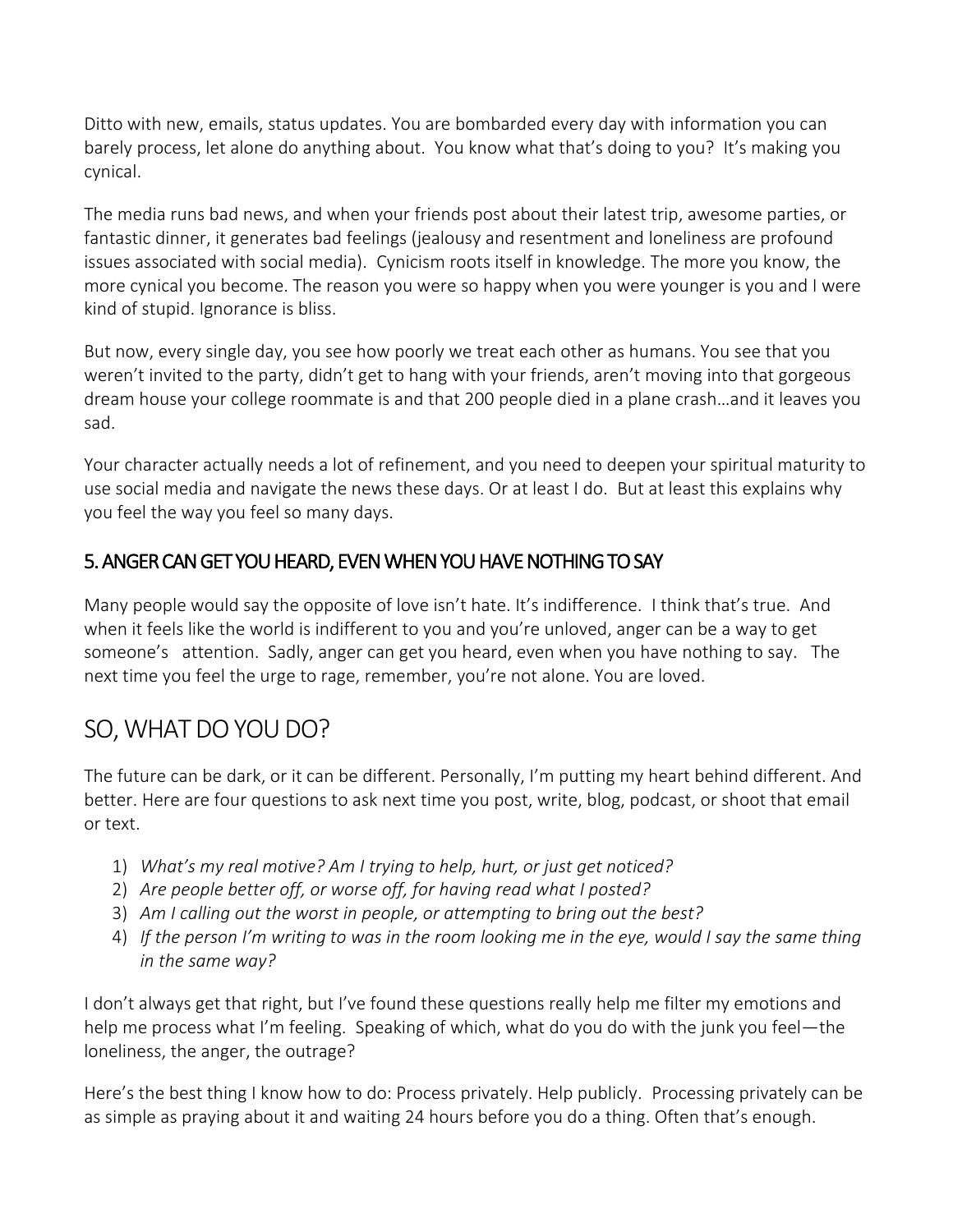Ditto with new, emails, status updates. You are bombarded every day with information you can barely process, let alone do anything about. You know what that's doing to you? It's making you cynical.

The media runs bad news, and when your friends post about their latest trip, awesome parties, or fantastic dinner, it generates bad feelings (jealousy and resentment and loneliness are profound issues associated with social media). Cynicism roots itself in knowledge. The more you know, the more cynical you become. The reason you were so happy when you were younger is you and I were kind of stupid. Ignorance is bliss.

But now, every single day, you see how poorly we treat each other as humans. You see that you weren't invited to the party, didn't get to hang with your friends, aren't moving into that gorgeous dream house your college roommate is and that 200 people died in a plane crash…and it leaves you sad.

Your character actually needs a lot of refinement, and you need to deepen your spiritual maturity to use social media and navigate the news these days. Or at least I do. But at least this explains why you feel the way you feel so many days.

### 5. ANGER CAN GET YOU HEARD, EVEN WHEN YOU HAVE NOTHING TO SAY

Many people would say the opposite of love isn't hate. It's indifference. I think that's true. And when it feels like the world is indifferent to you and you're unloved, anger can be a way to get someone's attention. Sadly, anger can get you heard, even when you have nothing to say. The next time you feel the urge to rage, remember, you're not alone. You are loved.

## SO, WHAT DO YOU DO?

The future can be dark, or it can be different. Personally, I'm putting my heart behind different. And better. Here are four questions to ask next time you post, write, blog, podcast, or shoot that email or text.

1) *What's my real motive? Am I trying to help, hurt, or just get noticed?*
2) *Are people better off, or worse off, for having read what I posted?*
3) *Am I calling out the worst in people, or attempting to bring out the best?*
4) *If the person I'm writing to was in the room looking me in the eye, would I say the same thing in the same way?*

I don't always get that right, but I've found these questions really help me filter my emotions and help me process what I'm feeling. Speaking of which, what do you do with the junk you feel—the loneliness, the anger, the outrage?

Here's the best thing I know how to do: Process privately. Help publicly. Processing privately can be as simple as praying about it and waiting 24 hours before you do a thing. Often that's enough.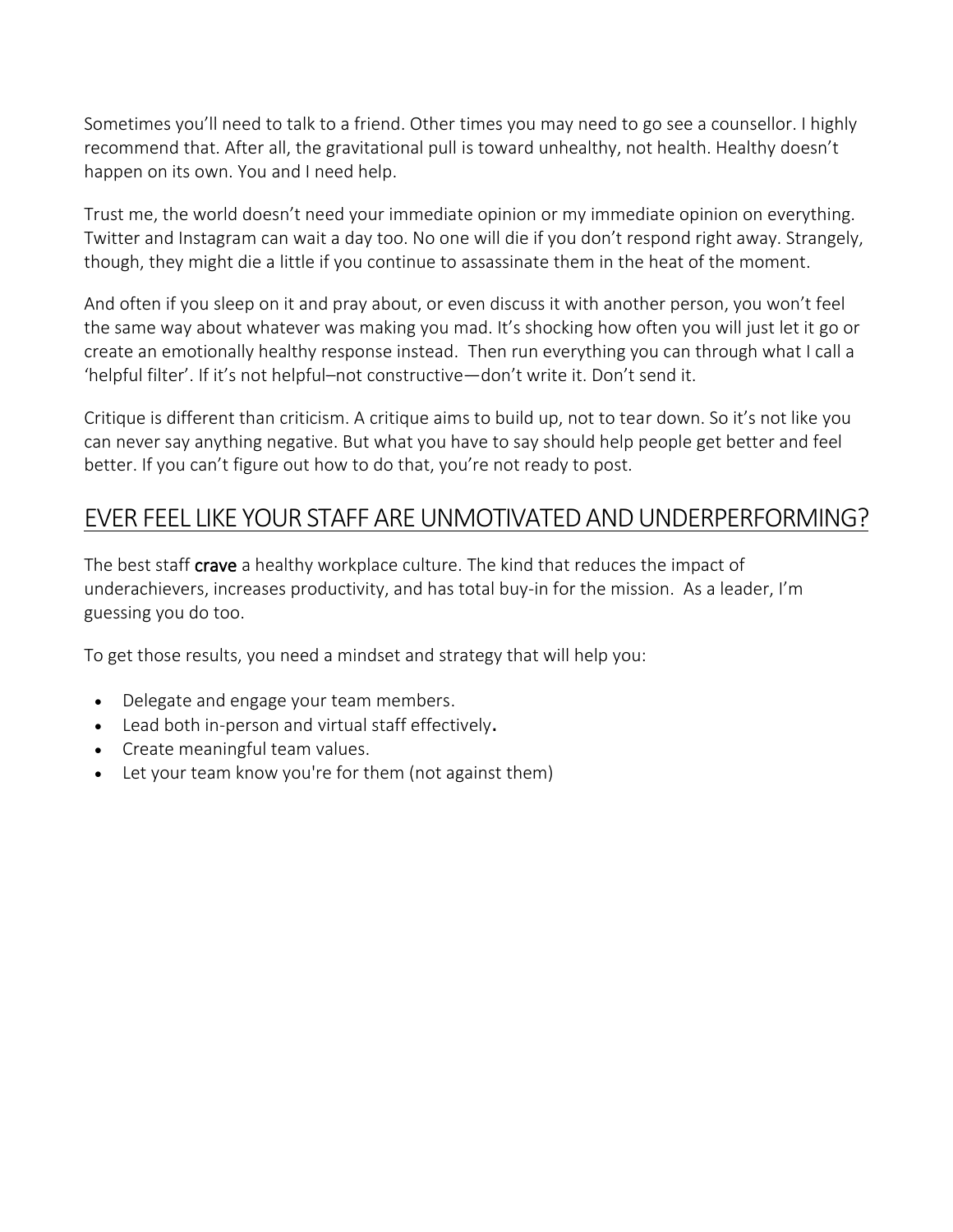Sometimes you'll need to talk to a friend. Other times you may need to go see a counsellor. I highly recommend that. After all, the gravitational pull is toward unhealthy, not health. Healthy doesn't happen on its own. You and I need help.

Trust me, the world doesn't need your immediate opinion or my immediate opinion on everything. Twitter and Instagram can wait a day too. No one will die if you don't respond right away. Strangely, though, they might die a little if you continue to assassinate them in the heat of the moment.

And often if you sleep on it and pray about, or even discuss it with another person, you won't feel the same way about whatever was making you mad. It's shocking how often you will just let it go or create an emotionally healthy response instead. Then run everything you can through what I call a 'helpful filter'. If it's not helpful–not constructive—don't write it. Don't send it.

Critique is different than criticism. A critique aims to build up, not to tear down. So it's not like you can never say anything negative. But what you have to say should help people get better and feel better. If you can't figure out how to do that, you're not ready to post.

## EVER FEEL LIKE YOUR STAFF ARE UNMOTIVATED AND UNDERPERFORMING?

The best staff **crave** a healthy workplace culture. The kind that reduces the impact of underachievers, increases productivity, and has total buy-in for the mission. As a leader, I'm guessing you do too.

To get those results, you need a mindset and strategy that will help you:

- Delegate and engage your team members.
- Lead both in-person and virtual staff effectively.
- Create meaningful team values.
- Let your team know you're for them (not against them)